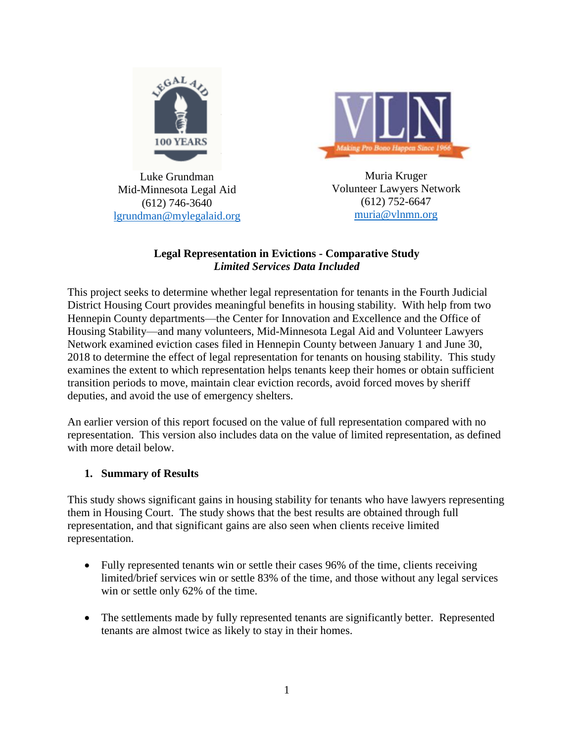Luke Grundman
Mid-Minnesota Legal Aid
(612) 746-3640
lgrundman@mylegalaid.org

Muria Kruger
Volunteer Lawyers Network
(612) 752-6647
muria@vlnmn.org

**Legal Representation in Evictions - Comparative Study**
***Limited Services Data Included***

This project seeks to determine whether legal representation for tenants in the Fourth Judicial District Housing Court provides meaningful benefits in housing stability. With help from two Hennepin County departments—the Center for Innovation and Excellence and the Office of Housing Stability—and many volunteers, Mid-Minnesota Legal Aid and Volunteer Lawyers Network examined eviction cases filed in Hennepin County between January 1 and June 30, 2018 to determine the effect of legal representation for tenants on housing stability. This study examines the extent to which representation helps tenants keep their homes or obtain sufficient transition periods to move, maintain clear eviction records, avoid forced moves by sheriff deputies, and avoid the use of emergency shelters.

An earlier version of this report focused on the value of full representation compared with no representation. This version also includes data on the value of limited representation, as defined with more detail below.

## 1. Summary of Results

This study shows significant gains in housing stability for tenants who have lawyers representing them in Housing Court. The study shows that the best results are obtained through full representation, and that significant gains are also seen when clients receive limited representation.

- Fully represented tenants win or settle their cases 96% of the time, clients receiving limited/brief services win or settle 83% of the time, and those without any legal services win or settle only 62% of the time.
- The settlements made by fully represented tenants are significantly better. Represented tenants are almost twice as likely to stay in their homes.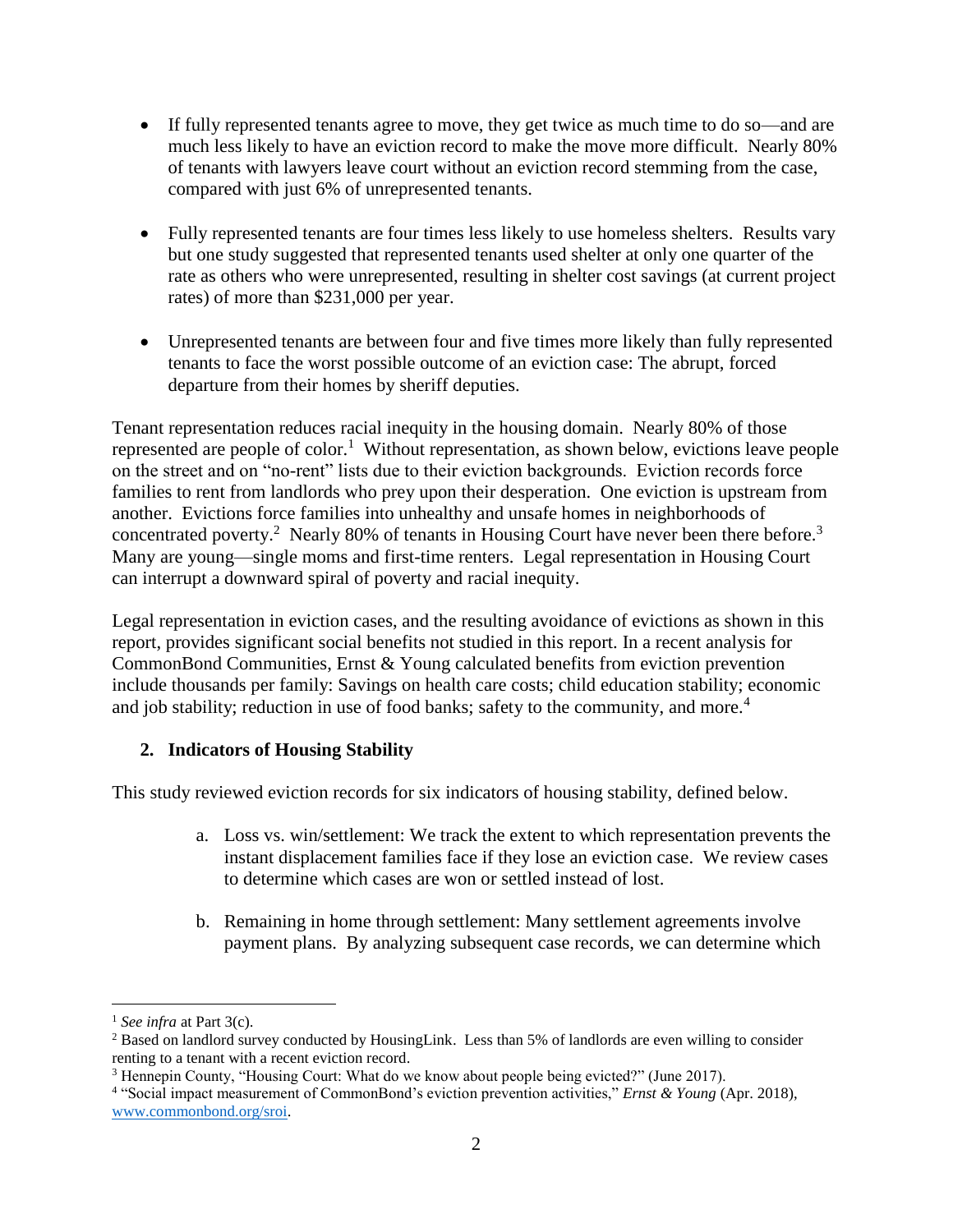- If fully represented tenants agree to move, they get twice as much time to do so—and are much less likely to have an eviction record to make the move more difficult. Nearly 80% of tenants with lawyers leave court without an eviction record stemming from the case, compared with just 6% of unrepresented tenants.

- Fully represented tenants are four times less likely to use homeless shelters. Results vary but one study suggested that represented tenants used shelter at only one quarter of the rate as others who were unrepresented, resulting in shelter cost savings (at current project rates) of more than $231,000 per year.

- Unrepresented tenants are between four and five times more likely than fully represented tenants to face the worst possible outcome of an eviction case: The abrupt, forced departure from their homes by sheriff deputies.

Tenant representation reduces racial inequity in the housing domain. Nearly 80% of those represented are people of color.[1] Without representation, as shown below, evictions leave people on the street and on "no-rent" lists due to their eviction backgrounds. Eviction records force families to rent from landlords who prey upon their desperation. One eviction is upstream from another. Evictions force families into unhealthy and unsafe homes in neighborhoods of concentrated poverty.[2] Nearly 80% of tenants in Housing Court have never been there before.[3] Many are young—single moms and first-time renters. Legal representation in Housing Court can interrupt a downward spiral of poverty and racial inequity.

Legal representation in eviction cases, and the resulting avoidance of evictions as shown in this report, provides significant social benefits not studied in this report. In a recent analysis for CommonBond Communities, Ernst & Young calculated benefits from eviction prevention include thousands per family: Savings on health care costs; child education stability; economic and job stability; reduction in use of food banks; safety to the community, and more.[4]

## 2. Indicators of Housing Stability

This study reviewed eviction records for six indicators of housing stability, defined below.

a. Loss vs. win/settlement: We track the extent to which representation prevents the instant displacement families face if they lose an eviction case. We review cases to determine which cases are won or settled instead of lost.

b. Remaining in home through settlement: Many settlement agreements involve payment plans. By analyzing subsequent case records, we can determine which

---

[1] *See infra* at Part 3(c).

[2] Based on landlord survey conducted by HousingLink. Less than 5% of landlords are even willing to consider renting to a tenant with a recent eviction record.

[3] Hennepin County, "Housing Court: What do we know about people being evicted?" (June 2017).

[4] "Social impact measurement of CommonBond's eviction prevention activities," *Ernst & Young* (Apr. 2018), www.commonbond.org/sroi.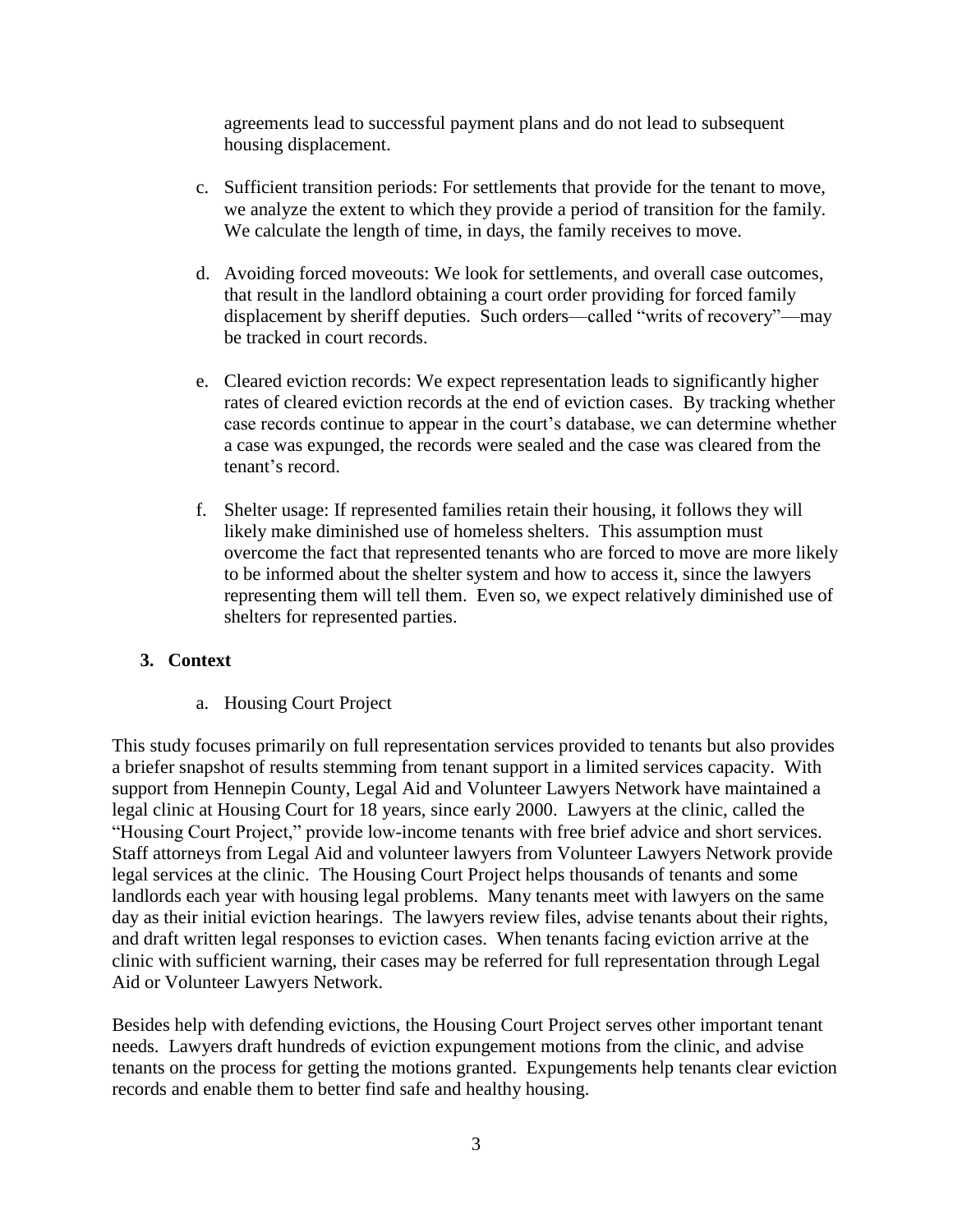agreements lead to successful payment plans and do not lead to subsequent housing displacement.

c. Sufficient transition periods: For settlements that provide for the tenant to move, we analyze the extent to which they provide a period of transition for the family. We calculate the length of time, in days, the family receives to move.

d. Avoiding forced moveouts: We look for settlements, and overall case outcomes, that result in the landlord obtaining a court order providing for forced family displacement by sheriff deputies. Such orders—called "writs of recovery"—may be tracked in court records.

e. Cleared eviction records: We expect representation leads to significantly higher rates of cleared eviction records at the end of eviction cases. By tracking whether case records continue to appear in the court's database, we can determine whether a case was expunged, the records were sealed and the case was cleared from the tenant's record.

f. Shelter usage: If represented families retain their housing, it follows they will likely make diminished use of homeless shelters. This assumption must overcome the fact that represented tenants who are forced to move are more likely to be informed about the shelter system and how to access it, since the lawyers representing them will tell them. Even so, we expect relatively diminished use of shelters for represented parties.

## 3. Context

### a. Housing Court Project

This study focuses primarily on full representation services provided to tenants but also provides a briefer snapshot of results stemming from tenant support in a limited services capacity. With support from Hennepin County, Legal Aid and Volunteer Lawyers Network have maintained a legal clinic at Housing Court for 18 years, since early 2000. Lawyers at the clinic, called the "Housing Court Project," provide low-income tenants with free brief advice and short services. Staff attorneys from Legal Aid and volunteer lawyers from Volunteer Lawyers Network provide legal services at the clinic. The Housing Court Project helps thousands of tenants and some landlords each year with housing legal problems. Many tenants meet with lawyers on the same day as their initial eviction hearings. The lawyers review files, advise tenants about their rights, and draft written legal responses to eviction cases. When tenants facing eviction arrive at the clinic with sufficient warning, their cases may be referred for full representation through Legal Aid or Volunteer Lawyers Network.

Besides help with defending evictions, the Housing Court Project serves other important tenant needs. Lawyers draft hundreds of eviction expungement motions from the clinic, and advise tenants on the process for getting the motions granted. Expungements help tenants clear eviction records and enable them to better find safe and healthy housing.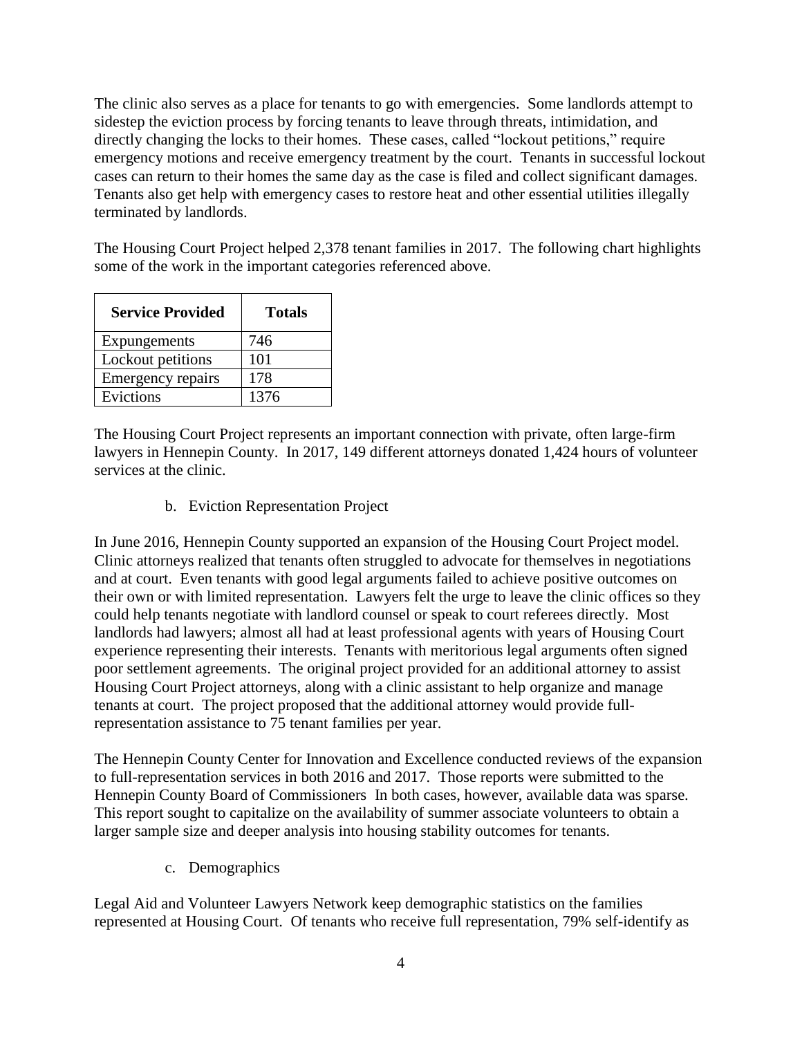The clinic also serves as a place for tenants to go with emergencies. Some landlords attempt to sidestep the eviction process by forcing tenants to leave through threats, intimidation, and directly changing the locks to their homes. These cases, called "lockout petitions," require emergency motions and receive emergency treatment by the court. Tenants in successful lockout cases can return to their homes the same day as the case is filed and collect significant damages. Tenants also get help with emergency cases to restore heat and other essential utilities illegally terminated by landlords.

The Housing Court Project helped 2,378 tenant families in 2017. The following chart highlights some of the work in the important categories referenced above.

| Service Provided | Totals |
|---|---|
| Expungements | 746 |
| Lockout petitions | 101 |
| Emergency repairs | 178 |
| Evictions | 1376 |

The Housing Court Project represents an important connection with private, often large-firm lawyers in Hennepin County. In 2017, 149 different attorneys donated 1,424 hours of volunteer services at the clinic.

b. Eviction Representation Project

In June 2016, Hennepin County supported an expansion of the Housing Court Project model. Clinic attorneys realized that tenants often struggled to advocate for themselves in negotiations and at court. Even tenants with good legal arguments failed to achieve positive outcomes on their own or with limited representation. Lawyers felt the urge to leave the clinic offices so they could help tenants negotiate with landlord counsel or speak to court referees directly. Most landlords had lawyers; almost all had at least professional agents with years of Housing Court experience representing their interests. Tenants with meritorious legal arguments often signed poor settlement agreements. The original project provided for an additional attorney to assist Housing Court Project attorneys, along with a clinic assistant to help organize and manage tenants at court. The project proposed that the additional attorney would provide full-representation assistance to 75 tenant families per year.

The Hennepin County Center for Innovation and Excellence conducted reviews of the expansion to full-representation services in both 2016 and 2017. Those reports were submitted to the Hennepin County Board of Commissioners In both cases, however, available data was sparse. This report sought to capitalize on the availability of summer associate volunteers to obtain a larger sample size and deeper analysis into housing stability outcomes for tenants.

c. Demographics

Legal Aid and Volunteer Lawyers Network keep demographic statistics on the families represented at Housing Court. Of tenants who receive full representation, 79% self-identify as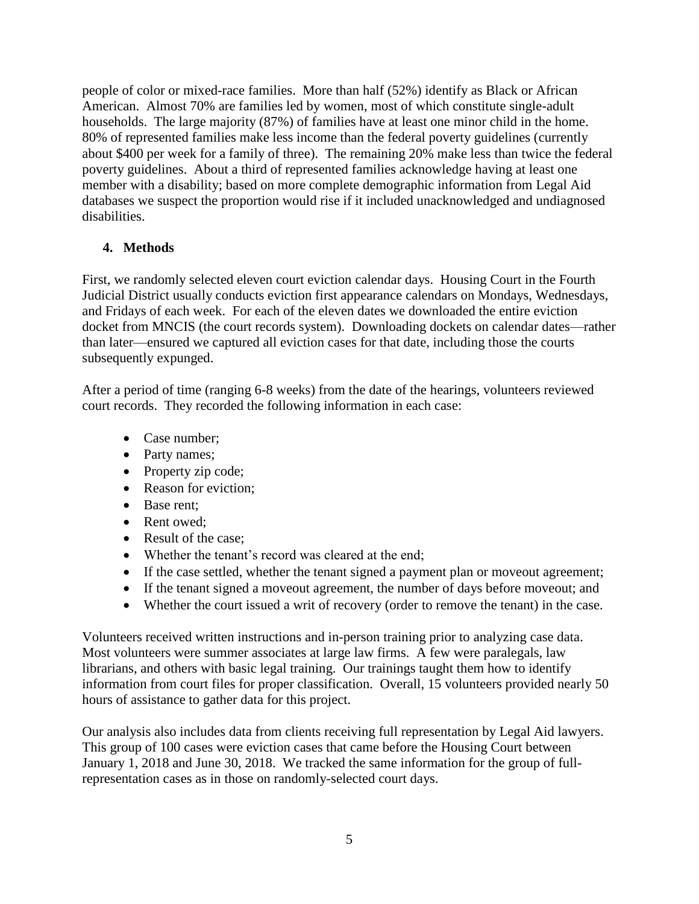people of color or mixed-race families. More than half (52%) identify as Black or African American. Almost 70% are families led by women, most of which constitute single-adult households. The large majority (87%) of families have at least one minor child in the home. 80% of represented families make less income than the federal poverty guidelines (currently about $400 per week for a family of three). The remaining 20% make less than twice the federal poverty guidelines. About a third of represented families acknowledge having at least one member with a disability; based on more complete demographic information from Legal Aid databases we suspect the proportion would rise if it included unacknowledged and undiagnosed disabilities.

## 4. Methods

First, we randomly selected eleven court eviction calendar days. Housing Court in the Fourth Judicial District usually conducts eviction first appearance calendars on Mondays, Wednesdays, and Fridays of each week. For each of the eleven dates we downloaded the entire eviction docket from MNCIS (the court records system). Downloading dockets on calendar dates—rather than later—ensured we captured all eviction cases for that date, including those the courts subsequently expunged.

After a period of time (ranging 6-8 weeks) from the date of the hearings, volunteers reviewed court records. They recorded the following information in each case:

- Case number;
- Party names;
- Property zip code;
- Reason for eviction;
- Base rent;
- Rent owed;
- Result of the case;
- Whether the tenant's record was cleared at the end;
- If the case settled, whether the tenant signed a payment plan or moveout agreement;
- If the tenant signed a moveout agreement, the number of days before moveout; and
- Whether the court issued a writ of recovery (order to remove the tenant) in the case.

Volunteers received written instructions and in-person training prior to analyzing case data. Most volunteers were summer associates at large law firms. A few were paralegals, law librarians, and others with basic legal training. Our trainings taught them how to identify information from court files for proper classification. Overall, 15 volunteers provided nearly 50 hours of assistance to gather data for this project.

Our analysis also includes data from clients receiving full representation by Legal Aid lawyers. This group of 100 cases were eviction cases that came before the Housing Court between January 1, 2018 and June 30, 2018. We tracked the same information for the group of full-representation cases as in those on randomly-selected court days.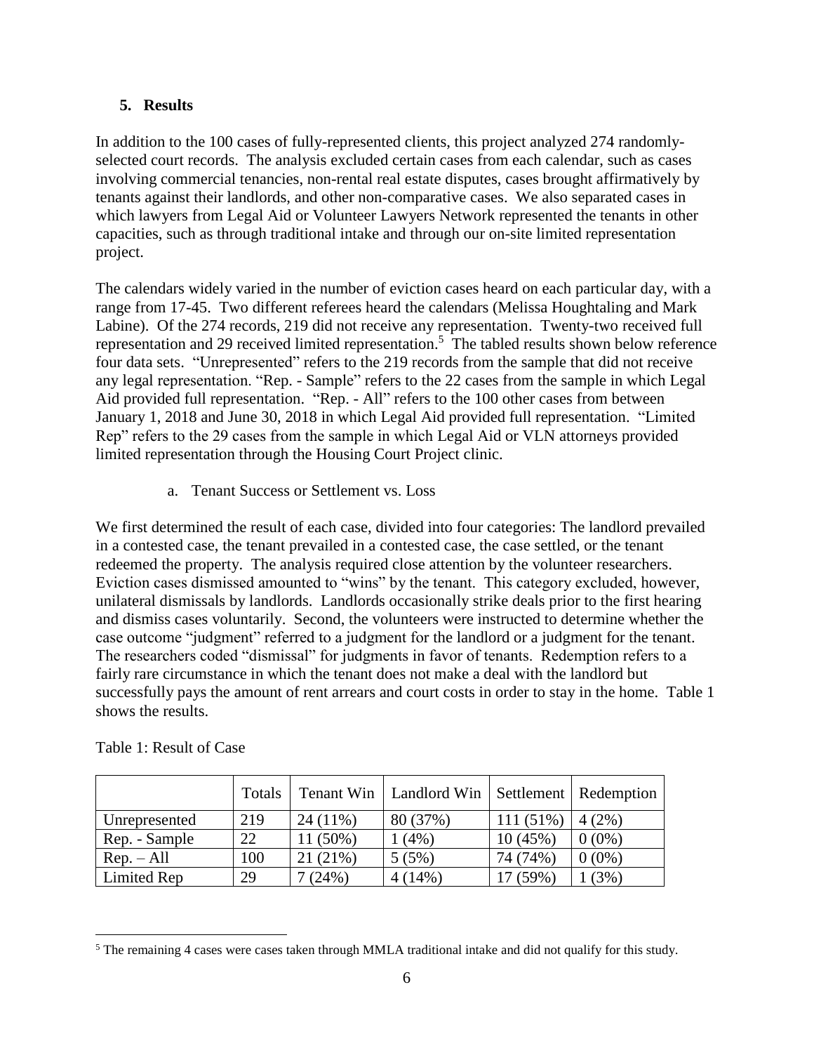## 5. Results

In addition to the 100 cases of fully-represented clients, this project analyzed 274 randomly-selected court records. The analysis excluded certain cases from each calendar, such as cases involving commercial tenancies, non-rental real estate disputes, cases brought affirmatively by tenants against their landlords, and other non-comparative cases. We also separated cases in which lawyers from Legal Aid or Volunteer Lawyers Network represented the tenants in other capacities, such as through traditional intake and through our on-site limited representation project.

The calendars widely varied in the number of eviction cases heard on each particular day, with a range from 17-45. Two different referees heard the calendars (Melissa Houghtaling and Mark Labine). Of the 274 records, 219 did not receive any representation. Twenty-two received full representation and 29 received limited representation.[5] The tabled results shown below reference four data sets. "Unrepresented" refers to the 219 records from the sample that did not receive any legal representation. "Rep. - Sample" refers to the 22 cases from the sample in which Legal Aid provided full representation. "Rep. - All" refers to the 100 other cases from between January 1, 2018 and June 30, 2018 in which Legal Aid provided full representation. "Limited Rep" refers to the 29 cases from the sample in which Legal Aid or VLN attorneys provided limited representation through the Housing Court Project clinic.

### a. Tenant Success or Settlement vs. Loss

We first determined the result of each case, divided into four categories: The landlord prevailed in a contested case, the tenant prevailed in a contested case, the case settled, or the tenant redeemed the property. The analysis required close attention by the volunteer researchers. Eviction cases dismissed amounted to "wins" by the tenant. This category excluded, however, unilateral dismissals by landlords. Landlords occasionally strike deals prior to the first hearing and dismiss cases voluntarily. Second, the volunteers were instructed to determine whether the case outcome "judgment" referred to a judgment for the landlord or a judgment for the tenant. The researchers coded "dismissal" for judgments in favor of tenants. Redemption refers to a fairly rare circumstance in which the tenant does not make a deal with the landlord but successfully pays the amount of rent arrears and court costs in order to stay in the home. Table 1 shows the results.

Table 1: Result of Case

| | Totals | Tenant Win | Landlord Win | Settlement | Redemption |
|---|---|---|---|---|---|
| Unrepresented | 219 | 24 (11%) | 80 (37%) | 111 (51%) | 4 (2%) |
| Rep. - Sample | 22 | 11 (50%) | 1 (4%) | 10 (45%) | 0 (0%) |
| Rep. – All | 100 | 21 (21%) | 5 (5%) | 74 (74%) | 0 (0%) |
| Limited Rep | 29 | 7 (24%) | 4 (14%) | 17 (59%) | 1 (3%) |

[5] The remaining 4 cases were cases taken through MMLA traditional intake and did not qualify for this study.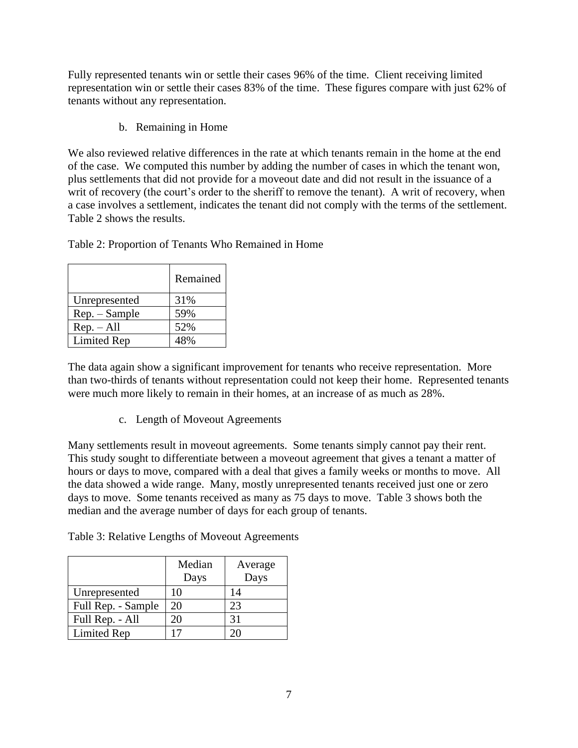Fully represented tenants win or settle their cases 96% of the time. Client receiving limited representation win or settle their cases 83% of the time. These figures compare with just 62% of tenants without any representation.

### b. Remaining in Home

We also reviewed relative differences in the rate at which tenants remain in the home at the end of the case. We computed this number by adding the number of cases in which the tenant won, plus settlements that did not provide for a moveout date and did not result in the issuance of a writ of recovery (the court's order to the sheriff to remove the tenant). A writ of recovery, when a case involves a settlement, indicates the tenant did not comply with the terms of the settlement. Table 2 shows the results.

Table 2: Proportion of Tenants Who Remained in Home

| | Remained |
|---|---|
| Unrepresented | 31% |
| Rep. – Sample | 59% |
| Rep. – All | 52% |
| Limited Rep | 48% |

The data again show a significant improvement for tenants who receive representation. More than two-thirds of tenants without representation could not keep their home. Represented tenants were much more likely to remain in their homes, at an increase of as much as 28%.

### c. Length of Moveout Agreements

Many settlements result in moveout agreements. Some tenants simply cannot pay their rent. This study sought to differentiate between a moveout agreement that gives a tenant a matter of hours or days to move, compared with a deal that gives a family weeks or months to move. All the data showed a wide range. Many, mostly unrepresented tenants received just one or zero days to move. Some tenants received as many as 75 days to move. Table 3 shows both the median and the average number of days for each group of tenants.

Table 3: Relative Lengths of Moveout Agreements

| | Median Days | Average Days |
|---|---|---|
| Unrepresented | 10 | 14 |
| Full Rep. - Sample | 20 | 23 |
| Full Rep. - All | 20 | 31 |
| Limited Rep | 17 | 20 |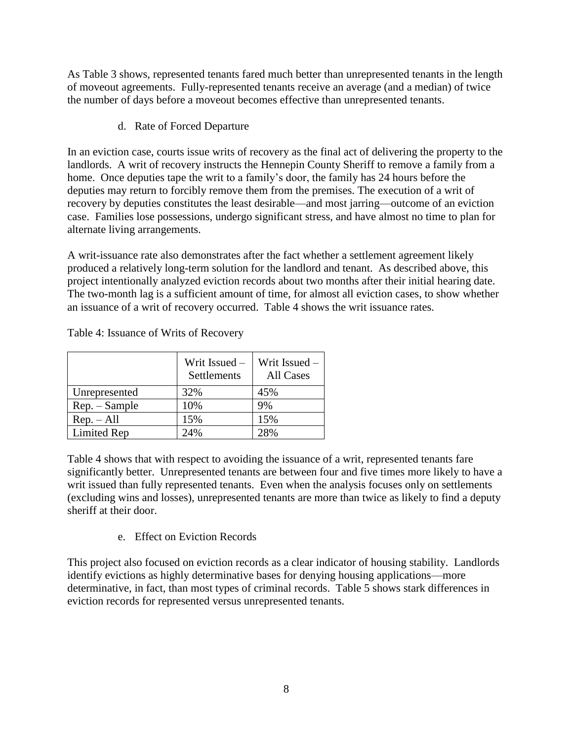As Table 3 shows, represented tenants fared much better than unrepresented tenants in the length of moveout agreements. Fully-represented tenants receive an average (and a median) of twice the number of days before a moveout becomes effective than unrepresented tenants.

### d. Rate of Forced Departure

In an eviction case, courts issue writs of recovery as the final act of delivering the property to the landlords. A writ of recovery instructs the Hennepin County Sheriff to remove a family from a home. Once deputies tape the writ to a family's door, the family has 24 hours before the deputies may return to forcibly remove them from the premises. The execution of a writ of recovery by deputies constitutes the least desirable—and most jarring—outcome of an eviction case. Families lose possessions, undergo significant stress, and have almost no time to plan for alternate living arrangements.

A writ-issuance rate also demonstrates after the fact whether a settlement agreement likely produced a relatively long-term solution for the landlord and tenant. As described above, this project intentionally analyzed eviction records about two months after their initial hearing date. The two-month lag is a sufficient amount of time, for almost all eviction cases, to show whether an issuance of a writ of recovery occurred. Table 4 shows the writ issuance rates.

Table 4: Issuance of Writs of Recovery

| | Writ Issued – Settlements | Writ Issued – All Cases |
|---|---|---|
| Unrepresented | 32% | 45% |
| Rep. – Sample | 10% | 9% |
| Rep. – All | 15% | 15% |
| Limited Rep | 24% | 28% |

Table 4 shows that with respect to avoiding the issuance of a writ, represented tenants fare significantly better. Unrepresented tenants are between four and five times more likely to have a writ issued than fully represented tenants. Even when the analysis focuses only on settlements (excluding wins and losses), unrepresented tenants are more than twice as likely to find a deputy sheriff at their door.

### e. Effect on Eviction Records

This project also focused on eviction records as a clear indicator of housing stability. Landlords identify evictions as highly determinative bases for denying housing applications—more determinative, in fact, than most types of criminal records. Table 5 shows stark differences in eviction records for represented versus unrepresented tenants.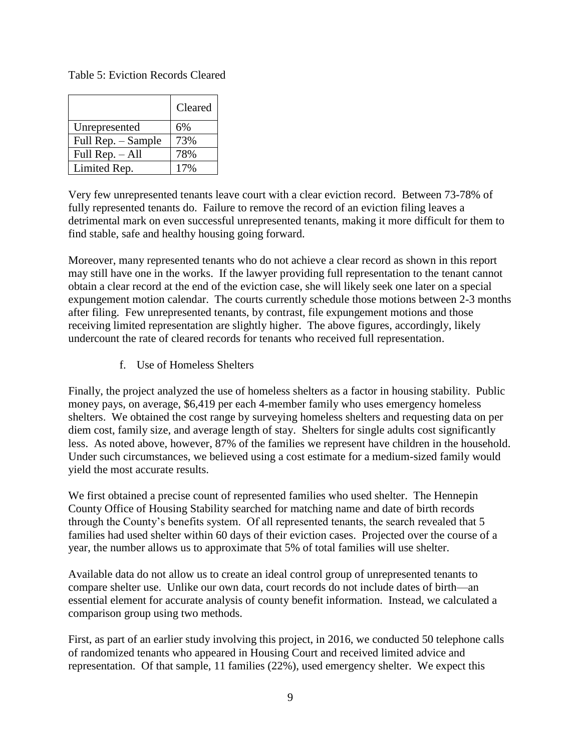Table 5: Eviction Records Cleared

| | Cleared |
|---|---|
| Unrepresented | 6% |
| Full Rep. – Sample | 73% |
| Full Rep. – All | 78% |
| Limited Rep. | 17% |

Very few unrepresented tenants leave court with a clear eviction record. Between 73-78% of fully represented tenants do. Failure to remove the record of an eviction filing leaves a detrimental mark on even successful unrepresented tenants, making it more difficult for them to find stable, safe and healthy housing going forward.

Moreover, many represented tenants who do not achieve a clear record as shown in this report may still have one in the works. If the lawyer providing full representation to the tenant cannot obtain a clear record at the end of the eviction case, she will likely seek one later on a special expungement motion calendar. The courts currently schedule those motions between 2-3 months after filing. Few unrepresented tenants, by contrast, file expungement motions and those receiving limited representation are slightly higher. The above figures, accordingly, likely undercount the rate of cleared records for tenants who received full representation.

f. Use of Homeless Shelters

Finally, the project analyzed the use of homeless shelters as a factor in housing stability. Public money pays, on average, $6,419 per each 4-member family who uses emergency homeless shelters. We obtained the cost range by surveying homeless shelters and requesting data on per diem cost, family size, and average length of stay. Shelters for single adults cost significantly less. As noted above, however, 87% of the families we represent have children in the household. Under such circumstances, we believed using a cost estimate for a medium-sized family would yield the most accurate results.

We first obtained a precise count of represented families who used shelter. The Hennepin County Office of Housing Stability searched for matching name and date of birth records through the County's benefits system. Of all represented tenants, the search revealed that 5 families had used shelter within 60 days of their eviction cases. Projected over the course of a year, the number allows us to approximate that 5% of total families will use shelter.

Available data do not allow us to create an ideal control group of unrepresented tenants to compare shelter use. Unlike our own data, court records do not include dates of birth—an essential element for accurate analysis of county benefit information. Instead, we calculated a comparison group using two methods.

First, as part of an earlier study involving this project, in 2016, we conducted 50 telephone calls of randomized tenants who appeared in Housing Court and received limited advice and representation. Of that sample, 11 families (22%), used emergency shelter. We expect this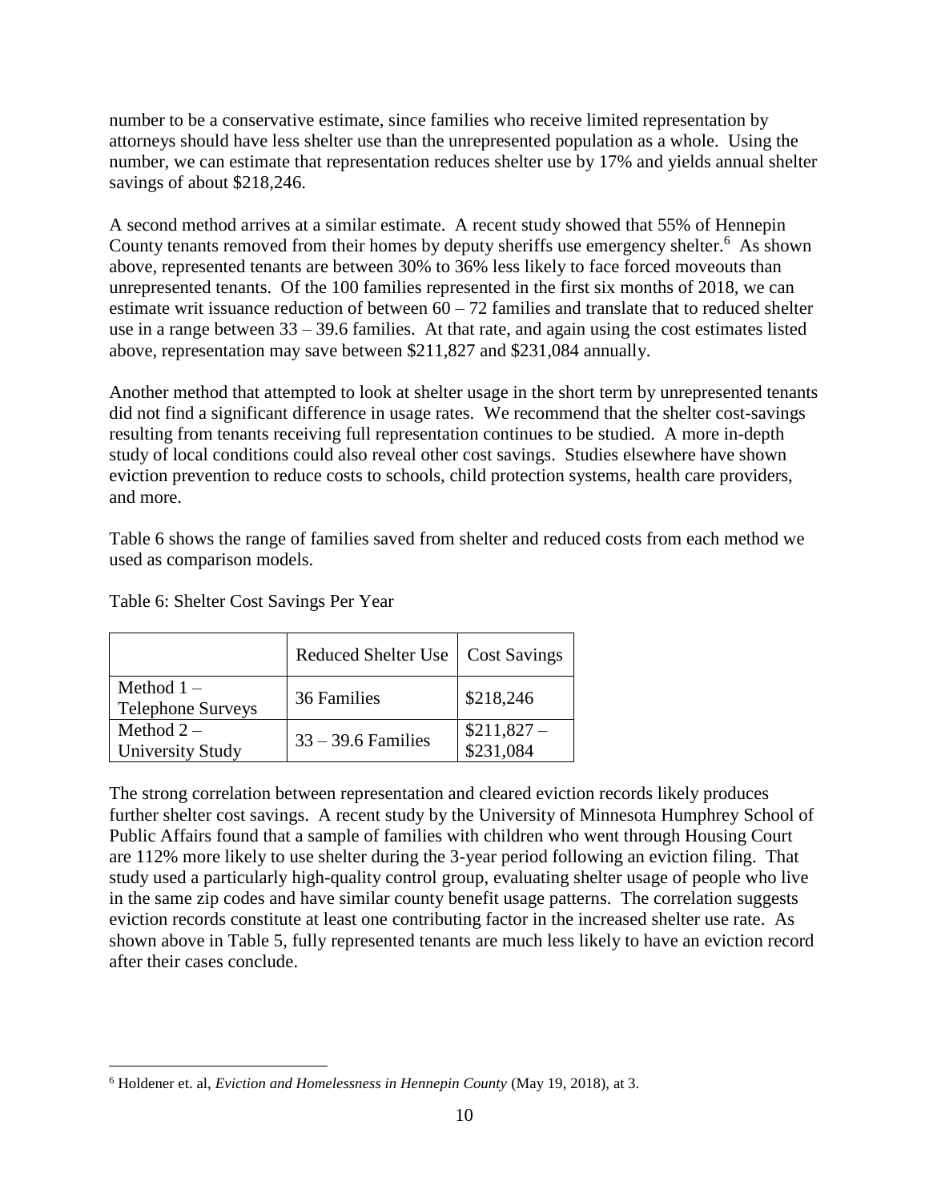number to be a conservative estimate, since families who receive limited representation by attorneys should have less shelter use than the unrepresented population as a whole. Using the number, we can estimate that representation reduces shelter use by 17% and yields annual shelter savings of about $218,246.

A second method arrives at a similar estimate. A recent study showed that 55% of Hennepin County tenants removed from their homes by deputy sheriffs use emergency shelter.[6] As shown above, represented tenants are between 30% to 36% less likely to face forced moveouts than unrepresented tenants. Of the 100 families represented in the first six months of 2018, we can estimate writ issuance reduction of between 60 – 72 families and translate that to reduced shelter use in a range between 33 – 39.6 families. At that rate, and again using the cost estimates listed above, representation may save between $211,827 and $231,084 annually.

Another method that attempted to look at shelter usage in the short term by unrepresented tenants did not find a significant difference in usage rates. We recommend that the shelter cost-savings resulting from tenants receiving full representation continues to be studied. A more in-depth study of local conditions could also reveal other cost savings. Studies elsewhere have shown eviction prevention to reduce costs to schools, child protection systems, health care providers, and more.

Table 6 shows the range of families saved from shelter and reduced costs from each method we used as comparison models.

Table 6: Shelter Cost Savings Per Year

| | Reduced Shelter Use | Cost Savings |
|---|---|---|
| Method 1 – Telephone Surveys | 36 Families | $218,246 |
| Method 2 – University Study | 33 – 39.6 Families | $211,827 – $231,084 |

The strong correlation between representation and cleared eviction records likely produces further shelter cost savings. A recent study by the University of Minnesota Humphrey School of Public Affairs found that a sample of families with children who went through Housing Court are 112% more likely to use shelter during the 3-year period following an eviction filing. That study used a particularly high-quality control group, evaluating shelter usage of people who live in the same zip codes and have similar county benefit usage patterns. The correlation suggests eviction records constitute at least one contributing factor in the increased shelter use rate. As shown above in Table 5, fully represented tenants are much less likely to have an eviction record after their cases conclude.

[6] Holdener et. al, *Eviction and Homelessness in Hennepin County* (May 19, 2018), at 3.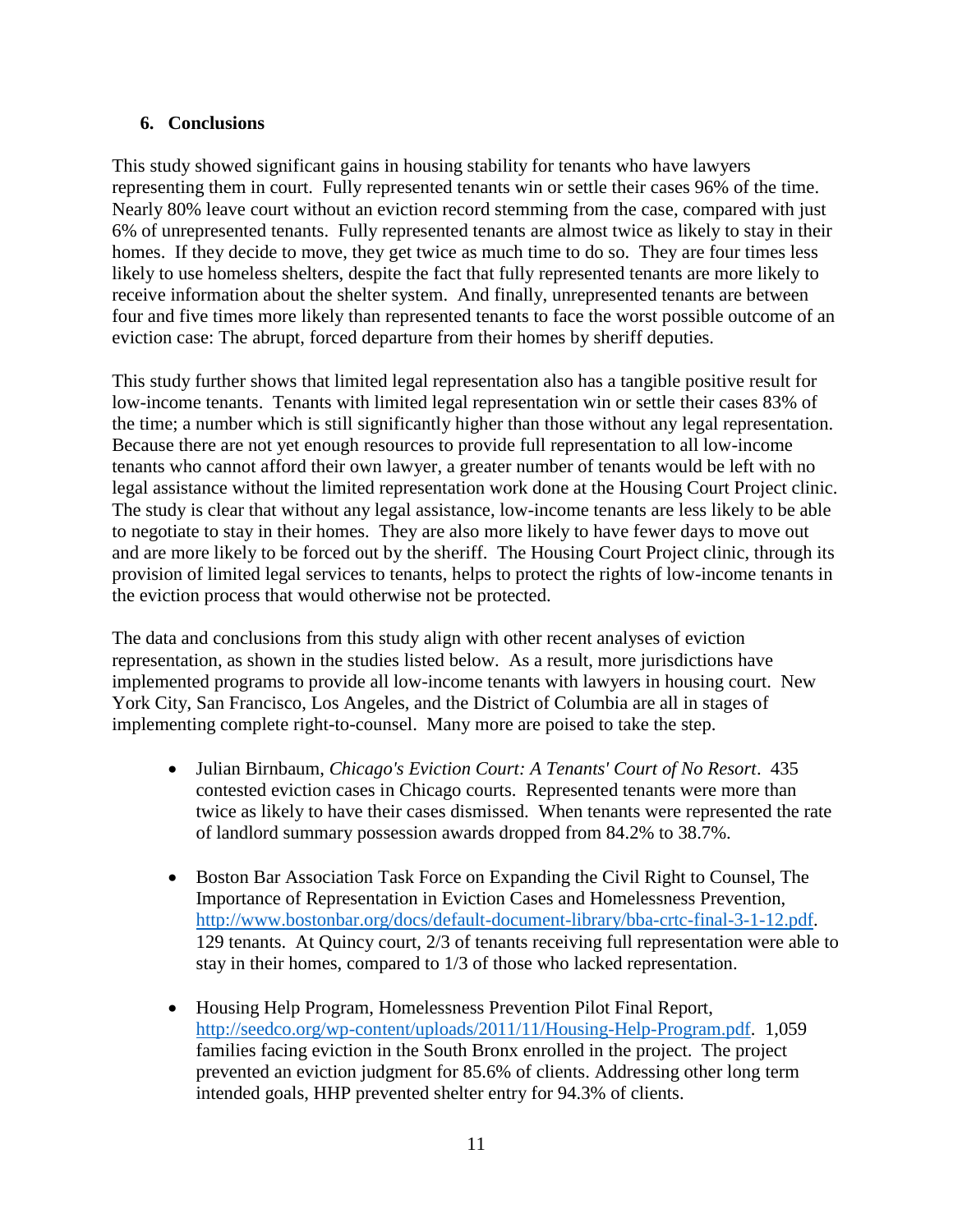### 6. Conclusions

This study showed significant gains in housing stability for tenants who have lawyers representing them in court. Fully represented tenants win or settle their cases 96% of the time. Nearly 80% leave court without an eviction record stemming from the case, compared with just 6% of unrepresented tenants. Fully represented tenants are almost twice as likely to stay in their homes. If they decide to move, they get twice as much time to do so. They are four times less likely to use homeless shelters, despite the fact that fully represented tenants are more likely to receive information about the shelter system. And finally, unrepresented tenants are between four and five times more likely than represented tenants to face the worst possible outcome of an eviction case: The abrupt, forced departure from their homes by sheriff deputies.

This study further shows that limited legal representation also has a tangible positive result for low-income tenants. Tenants with limited legal representation win or settle their cases 83% of the time; a number which is still significantly higher than those without any legal representation. Because there are not yet enough resources to provide full representation to all low-income tenants who cannot afford their own lawyer, a greater number of tenants would be left with no legal assistance without the limited representation work done at the Housing Court Project clinic. The study is clear that without any legal assistance, low-income tenants are less likely to be able to negotiate to stay in their homes. They are also more likely to have fewer days to move out and are more likely to be forced out by the sheriff. The Housing Court Project clinic, through its provision of limited legal services to tenants, helps to protect the rights of low-income tenants in the eviction process that would otherwise not be protected.

The data and conclusions from this study align with other recent analyses of eviction representation, as shown in the studies listed below. As a result, more jurisdictions have implemented programs to provide all low-income tenants with lawyers in housing court. New York City, San Francisco, Los Angeles, and the District of Columbia are all in stages of implementing complete right-to-counsel. Many more are poised to take the step.

- Julian Birnbaum, *Chicago's Eviction Court: A Tenants' Court of No Resort*. 435 contested eviction cases in Chicago courts. Represented tenants were more than twice as likely to have their cases dismissed. When tenants were represented the rate of landlord summary possession awards dropped from 84.2% to 38.7%.

- Boston Bar Association Task Force on Expanding the Civil Right to Counsel, The Importance of Representation in Eviction Cases and Homelessness Prevention, [http://www.bostonbar.org/docs/default-document-library/bba-crtc-final-3-1-12.pdf](http://www.bostonbar.org/docs/default-document-library/bba-crtc-final-3-1-12.pdf). 129 tenants. At Quincy court, 2/3 of tenants receiving full representation were able to stay in their homes, compared to 1/3 of those who lacked representation.

- Housing Help Program, Homelessness Prevention Pilot Final Report, [http://seedco.org/wp-content/uploads/2011/11/Housing-Help-Program.pdf](http://seedco.org/wp-content/uploads/2011/11/Housing-Help-Program.pdf). 1,059 families facing eviction in the South Bronx enrolled in the project. The project prevented an eviction judgment for 85.6% of clients. Addressing other long term intended goals, HHP prevented shelter entry for 94.3% of clients.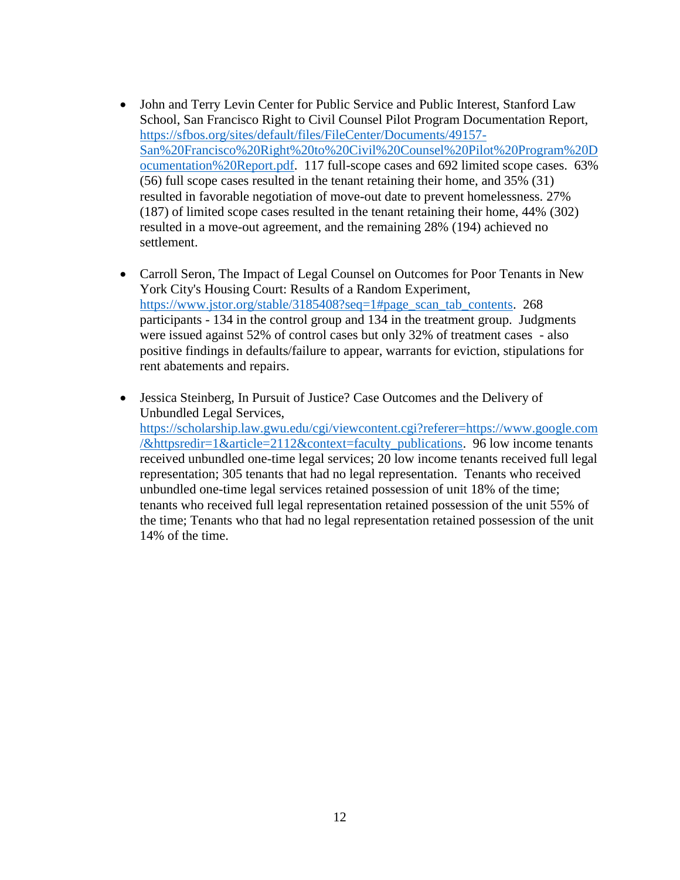- John and Terry Levin Center for Public Service and Public Interest, Stanford Law School, San Francisco Right to Civil Counsel Pilot Program Documentation Report, https://sfbos.org/sites/default/files/FileCenter/Documents/49157-San%20Francisco%20Right%20to%20Civil%20Counsel%20Pilot%20Program%20Documentation%20Report.pdf. 117 full-scope cases and 692 limited scope cases. 63% (56) full scope cases resulted in the tenant retaining their home, and 35% (31) resulted in favorable negotiation of move-out date to prevent homelessness. 27% (187) of limited scope cases resulted in the tenant retaining their home, 44% (302) resulted in a move-out agreement, and the remaining 28% (194) achieved no settlement.

- Carroll Seron, The Impact of Legal Counsel on Outcomes for Poor Tenants in New York City's Housing Court: Results of a Random Experiment, https://www.jstor.org/stable/3185408?seq=1#page_scan_tab_contents. 268 participants - 134 in the control group and 134 in the treatment group. Judgments were issued against 52% of control cases but only 32% of treatment cases - also positive findings in defaults/failure to appear, warrants for eviction, stipulations for rent abatements and repairs.

- Jessica Steinberg, In Pursuit of Justice? Case Outcomes and the Delivery of Unbundled Legal Services, https://scholarship.law.gwu.edu/cgi/viewcontent.cgi?referer=https://www.google.com/&httpsredir=1&article=2112&context=faculty_publications. 96 low income tenants received unbundled one-time legal services; 20 low income tenants received full legal representation; 305 tenants that had no legal representation. Tenants who received unbundled one-time legal services retained possession of unit 18% of the time; tenants who received full legal representation retained possession of the unit 55% of the time; Tenants who that had no legal representation retained possession of the unit 14% of the time.